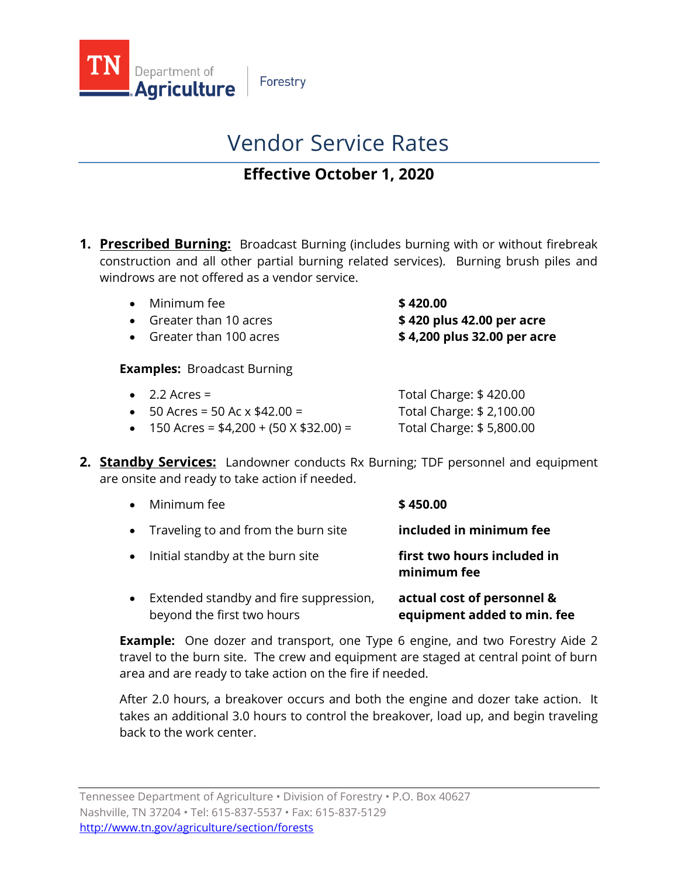TN Department of Agriculture | Forestry

# Vendor Service Rates

**Effective October 1, 2020**

1. **Prescribed Burning:** Broadcast Burning (includes burning with or without firebreak construction and all other partial burning related services). Burning brush piles and windrows are not offered as a vendor service.

   - Minimum fee — **$ 420.00**
   - Greater than 10 acres — **$ 420 plus 42.00 per acre**
   - Greater than 100 acres — **$ 4,200 plus 32.00 per acre**

   **Examples:** Broadcast Burning

   - 2.2 Acres = — Total Charge: $ 420.00
   - 50 Acres = 50 Ac x $42.00 = — Total Charge: $ 2,100.00
   - 150 Acres = $4,200 + (50 X $32.00) = — Total Charge: $ 5,800.00

2. **Standby Services:** Landowner conducts Rx Burning; TDF personnel and equipment are onsite and ready to take action if needed.

   - Minimum fee — **$ 450.00**
   - Traveling to and from the burn site — **included in minimum fee**
   - Initial standby at the burn site — **first two hours included in minimum fee**
   - Extended standby and fire suppression, beyond the first two hours — **actual cost of personnel & equipment added to min. fee**

   **Example:** One dozer and transport, one Type 6 engine, and two Forestry Aide 2 travel to the burn site. The crew and equipment are staged at central point of burn area and are ready to take action on the fire if needed.

   After 2.0 hours, a breakover occurs and both the engine and dozer take action. It takes an additional 3.0 hours to control the breakover, load up, and begin traveling back to the work center.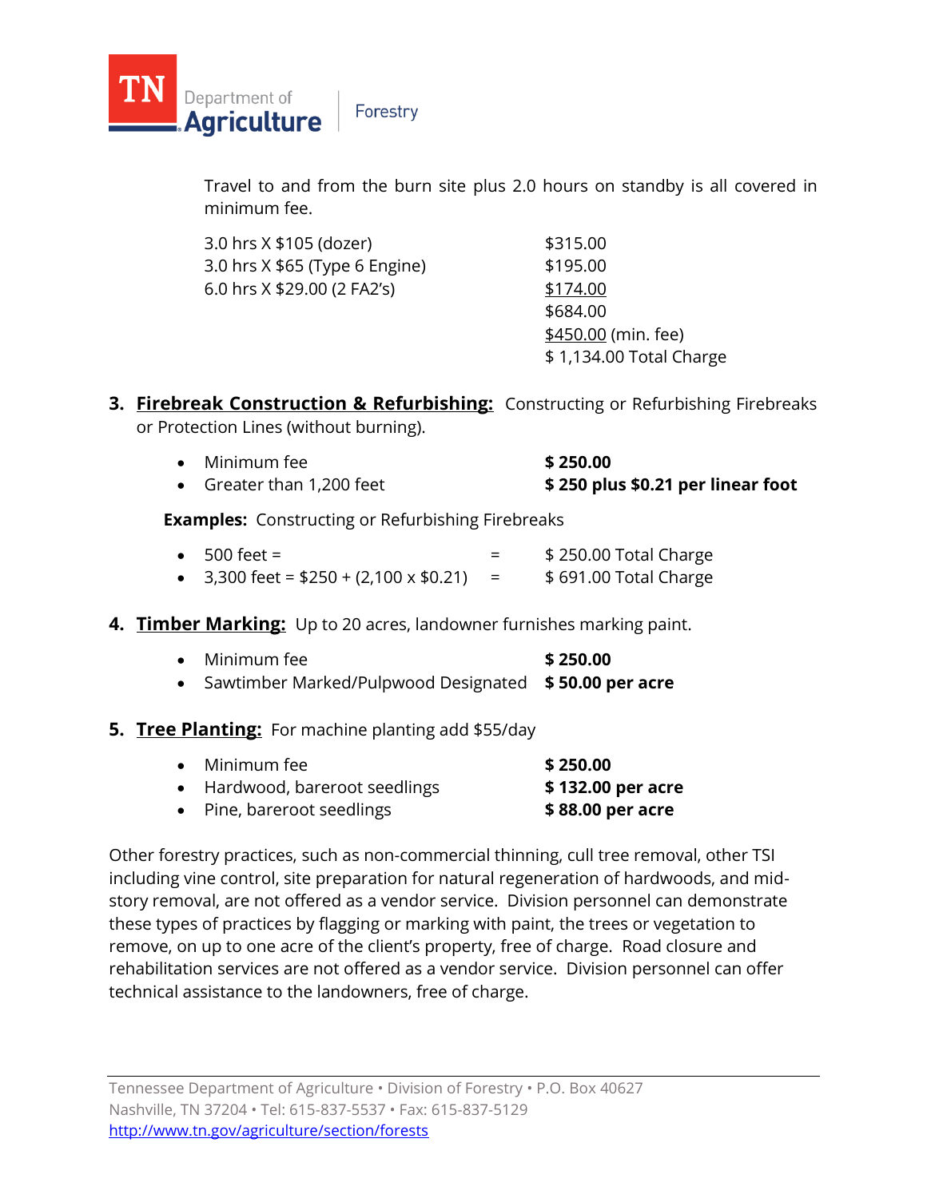Travel to and from the burn site plus 2.0 hours on standby is all covered in minimum fee.

| | |
|---|---|
| 3.0 hrs X $105 (dozer) | $315.00 |
| 3.0 hrs X $65 (Type 6 Engine) | $195.00 |
| 6.0 hrs X $29.00 (2 FA2's) | $174.00 |
| | $684.00 |
| | $450.00 (min. fee) |
| | $ 1,134.00 Total Charge |

3. **Firebreak Construction & Refurbishing:** Constructing or Refurbishing Firebreaks or Protection Lines (without burning).

   - Minimum fee — **$ 250.00**
   - Greater than 1,200 feet — **$ 250 plus $0.21 per linear foot**

   **Examples:** Constructing or Refurbishing Firebreaks

   - 500 feet = = $ 250.00 Total Charge
   - 3,300 feet = $250 + (2,100 x $0.21) = $ 691.00 Total Charge

4. **Timber Marking:** Up to 20 acres, landowner furnishes marking paint.

   - Minimum fee — **$ 250.00**
   - Sawtimber Marked/Pulpwood Designated — **$ 50.00 per acre**

5. **Tree Planting:** For machine planting add $55/day

   - Minimum fee — **$ 250.00**
   - Hardwood, bareroot seedlings — **$ 132.00 per acre**
   - Pine, bareroot seedlings — **$ 88.00 per acre**

Other forestry practices, such as non-commercial thinning, cull tree removal, other TSI including vine control, site preparation for natural regeneration of hardwoods, and mid-story removal, are not offered as a vendor service. Division personnel can demonstrate these types of practices by flagging or marking with paint, the trees or vegetation to remove, on up to one acre of the client's property, free of charge. Road closure and rehabilitation services are not offered as a vendor service. Division personnel can offer technical assistance to the landowners, free of charge.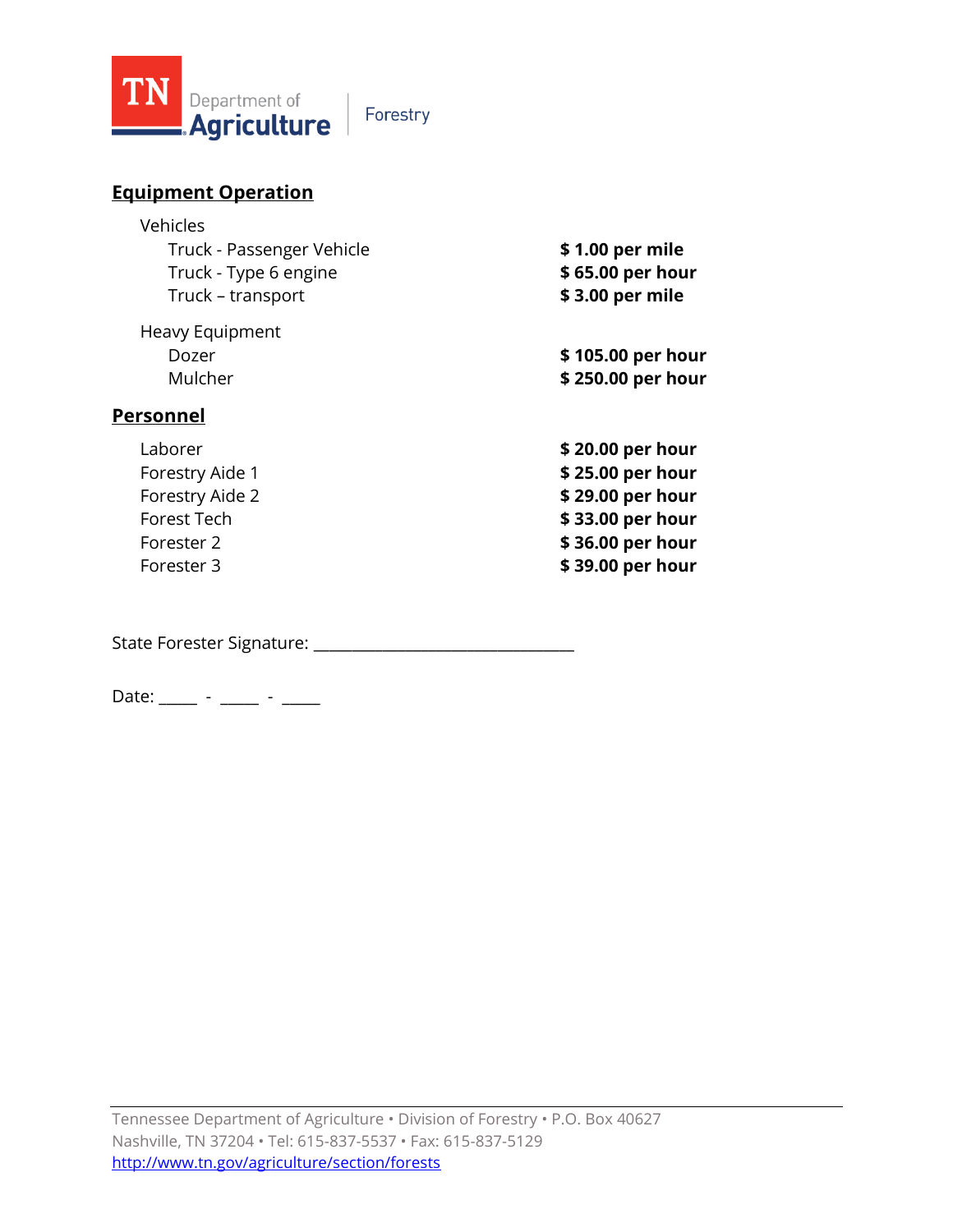## Equipment Operation

| | |
|---|---|
| Vehicles | |
| Truck - Passenger Vehicle | **$ 1.00 per mile** |
| Truck - Type 6 engine | **$ 65.00 per hour** |
| Truck – transport | **$ 3.00 per mile** |
| Heavy Equipment | |
| Dozer | **$ 105.00 per hour** |
| Mulcher | **$ 250.00 per hour** |

## Personnel

| | |
|---|---|
| Laborer | **$ 20.00 per hour** |
| Forestry Aide 1 | **$ 25.00 per hour** |
| Forestry Aide 2 | **$ 29.00 per hour** |
| Forest Tech | **$ 33.00 per hour** |
| Forester 2 | **$ 36.00 per hour** |
| Forester 3 | **$ 39.00 per hour** |

State Forester Signature: ______________________________

Date: _____ - _____ - _____

Tennessee Department of Agriculture • Division of Forestry • P.O. Box 40627
Nashville, TN 37204 • Tel: 615-837-5537 • Fax: 615-837-5129
http://www.tn.gov/agriculture/section/forests